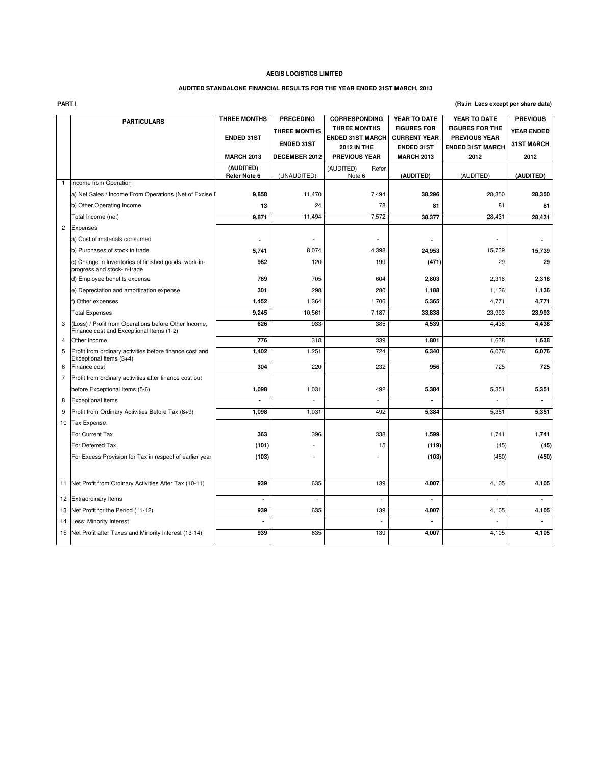**AEGIS LOGISTICS LIMITED**

**AUDITED STANDALONE FINANCIAL RESULTS FOR THE YEAR ENDED 31ST MARCH, 2013**

**PART I** **(Rs.in Lacs except per share data)**

| | PARTICULARS | THREE MONTHS ENDED 31ST MARCH 2013 | PRECEDING THREE MONTHS ENDED 31ST DECEMBER 2012 | CORRESPONDING THREE MONTHS ENDED 31ST MARCH 2012 IN THE PREVIOUS YEAR | YEAR TO DATE FIGURES FOR CURRENT YEAR ENDED 31ST MARCH 2013 | YEAR TO DATE FIGURES FOR THE PREVIOUS YEAR ENDED 31ST MARCH 2012 | PREVIOUS YEAR ENDED 31ST MARCH 2012 |
|---|---|---|---|---|---|---|---|
| | | (AUDITED) Refer Note 6 | (UNAUDITED) | (AUDITED) Refer Note 6 | (AUDITED) | (AUDITED) | (AUDITED) |
| 1 | Income from Operation | | | | | | |
| | a) Net Sales / Income From Operations (Net of Excise D | 9,858 | 11,470 | 7,494 | 38,296 | 28,350 | 28,350 |
| | b) Other Operating Income | 13 | 24 | 78 | 81 | 81 | 81 |
| | Total Income (net) | 9,871 | 11,494 | 7,572 | 38,377 | 28,431 | 28,431 |
| 2 | Expenses | | | | | | |
| | a) Cost of materials consumed | - | - | - | - | - | - |
| | b) Purchases of stock in trade | 5,741 | 8,074 | 4,398 | 24,953 | 15,739 | 15,739 |
| | c) Change in Inventories of finished goods, work-in-progress and stock-in-trade | 982 | 120 | 199 | (471) | 29 | 29 |
| | d) Employee benefits expense | 769 | 705 | 604 | 2,803 | 2,318 | 2,318 |
| | e) Depreciation and amortization expense | 301 | 298 | 280 | 1,188 | 1,136 | 1,136 |
| | f) Other expenses | 1,452 | 1,364 | 1,706 | 5,365 | 4,771 | 4,771 |
| | Total Expenses | 9,245 | 10,561 | 7,187 | 33,838 | 23,993 | 23,993 |
| 3 | (Loss) / Profit from Operations before Other Income, Finance cost and Exceptional Items (1-2) | 626 | 933 | 385 | 4,539 | 4,438 | 4,438 |
| 4 | Other Income | 776 | 318 | 339 | 1,801 | 1,638 | 1,638 |
| 5 | Profit from ordinary activities before finance cost and Exceptional Items (3+4) | 1,402 | 1,251 | 724 | 6,340 | 6,076 | 6,076 |
| 6 | Finance cost | 304 | 220 | 232 | 956 | 725 | 725 |
| 7 | Profit from ordinary activities after finance cost but before Exceptional Items (5-6) | 1,098 | 1,031 | 492 | 5,384 | 5,351 | 5,351 |
| 8 | Exceptional Items | - | - | - | - | - | - |
| 9 | Profit from Ordinary Activities Before Tax (8+9) | 1,098 | 1,031 | 492 | 5,384 | 5,351 | 5,351 |
| 10 | Tax Expense: | | | | | | |
| | For Current Tax | 363 | 396 | 338 | 1,599 | 1,741 | 1,741 |
| | For Deferred Tax | (101) | - | 15 | (119) | (45) | (45) |
| | For Excess Provision for Tax in respect of earlier year | (103) | - | - | (103) | (450) | (450) |
| 11 | Net Profit from Ordinary Activities After Tax (10-11) | 939 | 635 | 139 | 4,007 | 4,105 | 4,105 |
| 12 | Extraordinary Items | - | - | - | - | - | - |
| 13 | Net Profit for the Period (11-12) | 939 | 635 | 139 | 4,007 | 4,105 | 4,105 |
| 14 | Less: Minority Interest | - | | - | - | - | - |
| 15 | Net Profit after Taxes and Minority Interest (13-14) | 939 | 635 | 139 | 4,007 | 4,105 | 4,105 |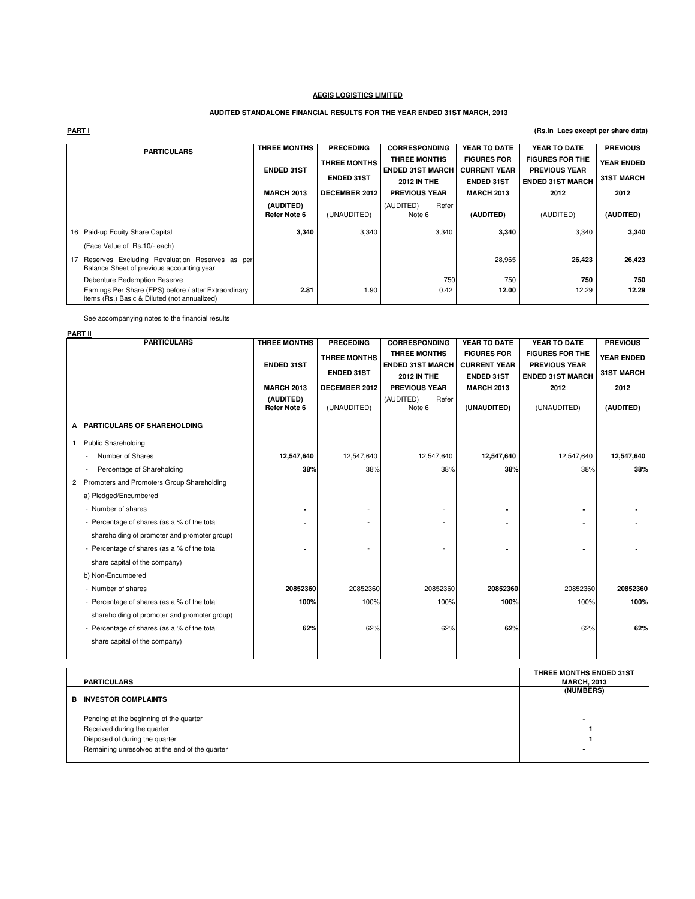**AEGIS LOGISTICS LIMITED**

**AUDITED STANDALONE FINANCIAL RESULTS FOR THE YEAR ENDED 31ST MARCH, 2013**

**PART I**

**(Rs.in Lacs except per share data)**

| | PARTICULARS | THREE MONTHS ENDED 31ST MARCH 2013 | PRECEDING THREE MONTHS ENDED 31ST DECEMBER 2012 | CORRESPONDING THREE MONTHS ENDED 31ST MARCH 2012 IN THE PREVIOUS YEAR | YEAR TO DATE FIGURES FOR CURRENT YEAR ENDED 31ST MARCH 2013 | YEAR TO DATE FIGURES FOR THE PREVIOUS YEAR ENDED 31ST MARCH 2012 | PREVIOUS YEAR ENDED 31ST MARCH 2012 |
|---|---|---|---|---|---|---|---|
| | | (AUDITED) Refer Note 6 | (UNAUDITED) | (AUDITED) Refer Note 6 | (AUDITED) | (AUDITED) | (AUDITED) |
| 16 | Paid-up Equity Share Capital | **3,340** | 3,340 | 3,340 | **3,340** | 3,340 | **3,340** |
| | (Face Value of Rs.10/- each) | | | | | | |
| 17 | Reserves Excluding Revaluation Reserves as per Balance Sheet of previous accounting year | | | | 28,965 | **26,423** | **26,423** |
| | Debenture Redemption Reserve | | | 750 | 750 | **750** | **750** |
| | Earnings Per Share (EPS) before / after Extraordinary items (Rs.) Basic & Diluted (not annualized) | **2.81** | 1.90 | 0.42 | **12.00** | 12.29 | **12.29** |

See accompanying notes to the financial results

**PART II**

| | PARTICULARS | THREE MONTHS ENDED 31ST MARCH 2013 | PRECEDING THREE MONTHS ENDED 31ST DECEMBER 2012 | CORRESPONDING THREE MONTHS ENDED 31ST MARCH 2012 IN THE PREVIOUS YEAR | YEAR TO DATE FIGURES FOR CURRENT YEAR ENDED 31ST MARCH 2013 | YEAR TO DATE FIGURES FOR THE PREVIOUS YEAR ENDED 31ST MARCH 2012 | PREVIOUS YEAR ENDED 31ST MARCH 2012 |
|---|---|---|---|---|---|---|---|
| | | (AUDITED) Refer Note 6 | (UNAUDITED) | (AUDITED) Refer Note 6 | (UNAUDITED) | (UNAUDITED) | (AUDITED) |
| **A** | **PARTICULARS OF SHAREHOLDING** | | | | | | |
| 1 | Public Shareholding | | | | | | |
| | - Number of Shares | **12,547,640** | 12,547,640 | 12,547,640 | **12,547,640** | 12,547,640 | **12,547,640** |
| | - Percentage of Shareholding | **38%** | 38% | 38% | **38%** | 38% | **38%** |
| 2 | Promoters and Promoters Group Shareholding | | | | | | |
| | a) Pledged/Encumbered | | | | | | |
| | - Number of shares | - | - | - | - | - | - |
| | - Percentage of shares (as a % of the total shareholding of promoter and promoter group) | - | - | - | - | - | - |
| | - Percentage of shares (as a % of the total share capital of the company) | - | - | - | - | - | - |
| | b) Non-Encumbered | | | | | | |
| | - Number of shares | **20852360** | 20852360 | 20852360 | **20852360** | 20852360 | **20852360** |
| | - Percentage of shares (as a % of the total shareholding of promoter and promoter group) | **100%** | 100% | 100% | **100%** | 100% | **100%** |
| | - Percentage of shares (as a % of the total share capital of the company) | **62%** | 62% | 62% | **62%** | 62% | **62%** |

| | PARTICULARS | THREE MONTHS ENDED 31ST MARCH, 2013 (NUMBERS) |
|---|---|---|
| **B** | **INVESTOR COMPLAINTS** | |
| | Pending at the beginning of the quarter | - |
| | Received during the quarter | 1 |
| | Disposed of during the quarter | 1 |
| | Remaining unresolved at the end of the quarter | - |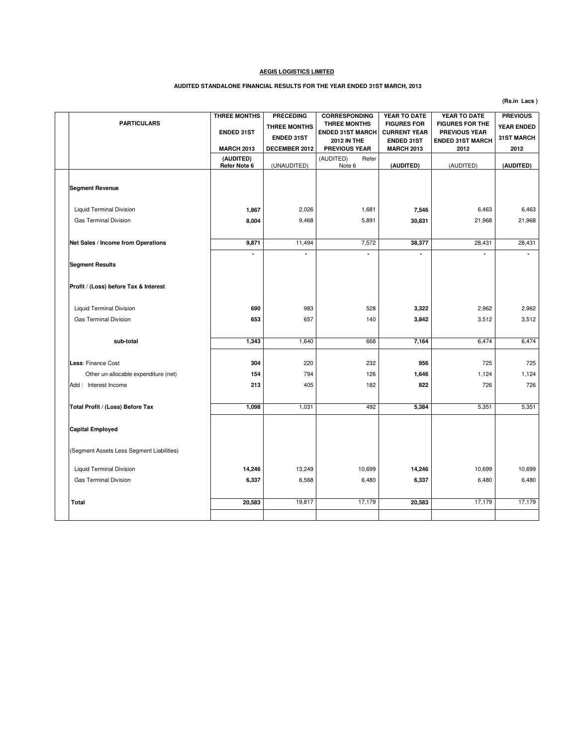**AEGIS LOGISTICS LIMITED**

**AUDITED STANDALONE FINANCIAL RESULTS FOR THE YEAR ENDED 31ST MARCH, 2013**

**(Rs.in Lacs )**

| PARTICULARS | THREE MONTHS ENDED 31ST MARCH 2013 | PRECEDING THREE MONTHS ENDED 31ST DECEMBER 2012 | CORRESPONDING THREE MONTHS ENDED 31ST MARCH 2012 IN THE PREVIOUS YEAR | YEAR TO DATE FIGURES FOR CURRENT YEAR ENDED 31ST MARCH 2013 | YEAR TO DATE FIGURES FOR THE PREVIOUS YEAR ENDED 31ST MARCH 2012 | PREVIOUS YEAR ENDED 31ST MARCH 2012 |
|---|---|---|---|---|---|---|
| | (AUDITED) Refer Note 6 | (UNAUDITED) | (AUDITED) Refer Note 6 | (AUDITED) | (AUDITED) | (AUDITED) |
| **Segment Revenue** | | | | | | |
| Liquid Terminal Division | 1,867 | 2,026 | 1,681 | 7,546 | 6,463 | 6,463 |
| Gas Terminal Division | 8,004 | 9,468 | 5,891 | 30,831 | 21,968 | 21,968 |
| **Net Sales / Income from Operations** | 9,871 | 11,494 | 7,572 | 38,377 | 28,431 | 28,431 |
| | - | - | - | - | - | - |
| **Segment Results** | | | | | | |
| **Profit / (Loss) before Tax & Interest** | | | | | | |
| Liquid Terminal Division | 690 | 983 | 528 | 3,322 | 2,962 | 2,962 |
| Gas Terminal Division | 653 | 657 | 140 | 3,842 | 3,512 | 3,512 |
| **sub-total** | 1,343 | 1,640 | 668 | 7,164 | 6,474 | 6,474 |
| **Less**: Finance Cost | 304 | 220 | 232 | 956 | 725 | 725 |
| Other un-allocable expenditure (net) | 154 | 794 | 126 | 1,646 | 1,124 | 1,124 |
| Add : Interest Income | 213 | 405 | 182 | 822 | 726 | 726 |
| **Total Profit / (Loss) Before Tax** | 1,098 | 1,031 | 492 | 5,384 | 5,351 | 5,351 |
| **Capital Employed** | | | | | | |
| (Segment Assets Less Segment Liabilities) | | | | | | |
| Liquid Terminal Division | 14,246 | 13,249 | 10,699 | 14,246 | 10,699 | 10,699 |
| Gas Terminal Division | 6,337 | 6,568 | 6,480 | 6,337 | 6,480 | 6,480 |
| **Total** | 20,583 | 19,817 | 17,179 | 20,583 | 17,179 | 17,179 |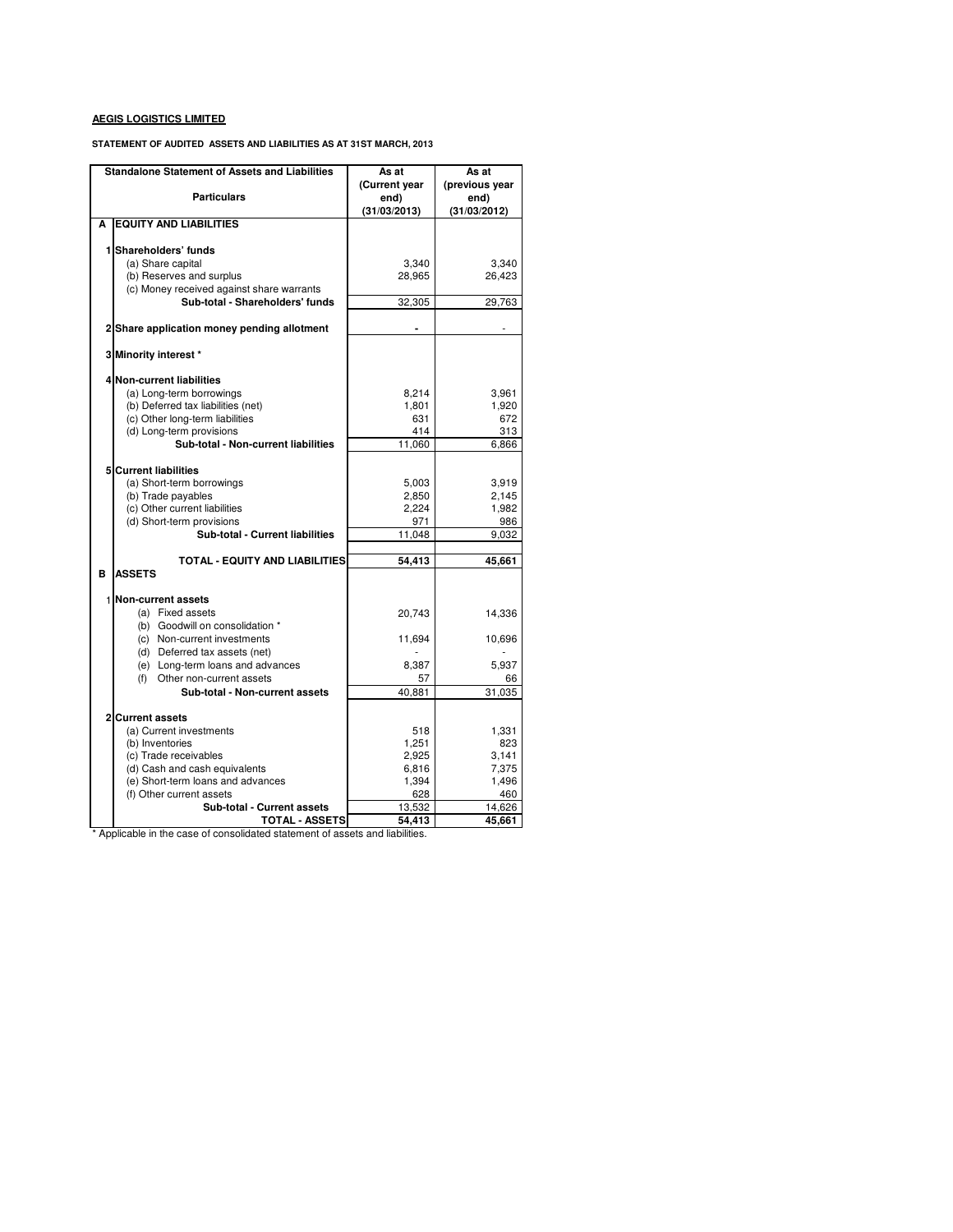**AEGIS LOGISTICS LIMITED**

**STATEMENT OF AUDITED ASSETS AND LIABILITIES AS AT 31ST MARCH, 2013**

| | Standalone Statement of Assets and Liabilities<br>Particulars | As at (Current year end) (31/03/2013) | As at (previous year end) (31/03/2012) |
|---|---|---|---|
| **A** | **EQUITY AND LIABILITIES** | | |
| **1** | **Shareholders' funds** | | |
| | (a) Share capital | 3,340 | 3,340 |
| | (b) Reserves and surplus | 28,965 | 26,423 |
| | (c) Money received against share warrants | | |
| | **Sub-total - Shareholders' funds** | 32,305 | 29,763 |
| **2** | **Share application money pending allotment** | - | - |
| **3** | **Minority interest *** | | |
| **4** | **Non-current liabilities** | | |
| | (a) Long-term borrowings | 8,214 | 3,961 |
| | (b) Deferred tax liabilities (net) | 1,801 | 1,920 |
| | (c) Other long-term liabilities | 631 | 672 |
| | (d) Long-term provisions | 414 | 313 |
| | **Sub-total - Non-current liabilities** | 11,060 | 6,866 |
| **5** | **Current liabilities** | | |
| | (a) Short-term borrowings | 5,003 | 3,919 |
| | (b) Trade payables | 2,850 | 2,145 |
| | (c) Other current liabilities | 2,224 | 1,982 |
| | (d) Short-term provisions | 971 | 986 |
| | **Sub-total - Current liabilities** | 11,048 | 9,032 |
| | **TOTAL - EQUITY AND LIABILITIES** | **54,413** | **45,661** |
| **B** | **ASSETS** | | |
| **1** | **Non-current assets** | | |
| | (a) Fixed assets | 20,743 | 14,336 |
| | (b) Goodwill on consolidation * | | |
| | (c) Non-current investments | 11,694 | 10,696 |
| | (d) Deferred tax assets (net) | - | - |
| | (e) Long-term loans and advances | 8,387 | 5,937 |
| | (f) Other non-current assets | 57 | 66 |
| | **Sub-total - Non-current assets** | 40,881 | 31,035 |
| **2** | **Current assets** | | |
| | (a) Current investments | 518 | 1,331 |
| | (b) Inventories | 1,251 | 823 |
| | (c) Trade receivables | 2,925 | 3,141 |
| | (d) Cash and cash equivalents | 6,816 | 7,375 |
| | (e) Short-term loans and advances | 1,394 | 1,496 |
| | (f) Other current assets | 628 | 460 |
| | **Sub-total - Current assets** | 13,532 | 14,626 |
| | **TOTAL - ASSETS** | **54,413** | **45,661** |

\* Applicable in the case of consolidated statement of assets and liabilities.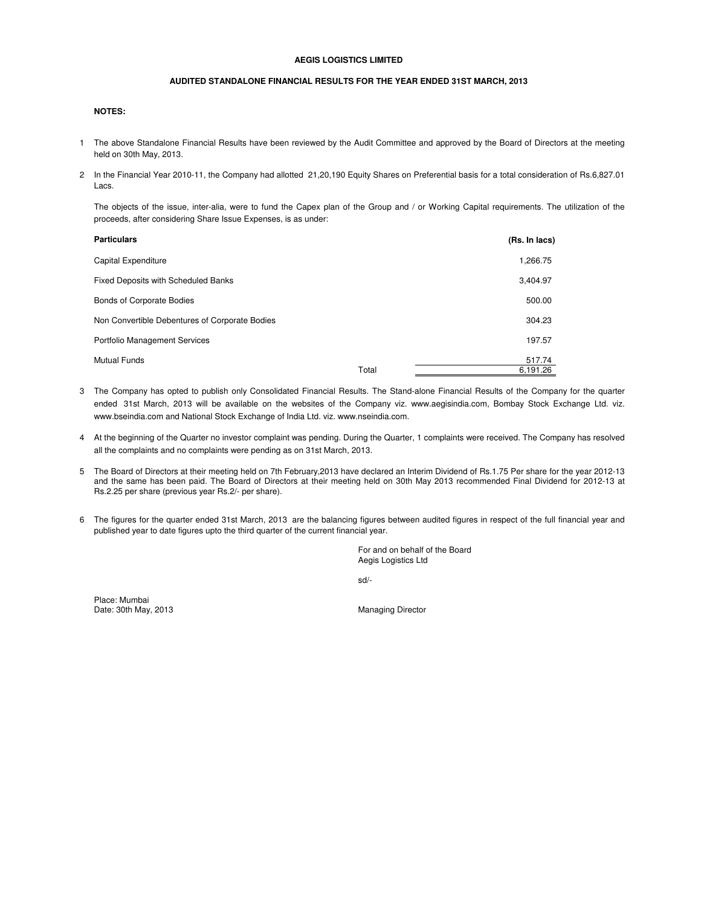**AEGIS LOGISTICS LIMITED**

**AUDITED STANDALONE FINANCIAL RESULTS FOR THE YEAR ENDED 31ST MARCH, 2013**

**NOTES:**

1 The above Standalone Financial Results have been reviewed by the Audit Committee and approved by the Board of Directors at the meeting held on 30th May, 2013.

2 In the Financial Year 2010-11, the Company had allotted 21,20,190 Equity Shares on Preferential basis for a total consideration of Rs.6,827.01 Lacs.

The objects of the issue, inter-alia, were to fund the Capex plan of the Group and / or Working Capital requirements. The utilization of the proceeds, after considering Share Issue Expenses, is as under:

| **Particulars** | | **(Rs. In lacs)** |
|---|---|---|
| Capital Expenditure | | 1,266.75 |
| Fixed Deposits with Scheduled Banks | | 3,404.97 |
| Bonds of Corporate Bodies | | 500.00 |
| Non Convertible Debentures of Corporate Bodies | | 304.23 |
| Portfolio Management Services | | 197.57 |
| Mutual Funds | | 517.74 |
| | Total | 6,191.26 |

3 The Company has opted to publish only Consolidated Financial Results. The Stand-alone Financial Results of the Company for the quarter ended 31st March, 2013 will be available on the websites of the Company viz. www.aegisindia.com, Bombay Stock Exchange Ltd. viz. www.bseindia.com and National Stock Exchange of India Ltd. viz. www.nseindia.com.

4 At the beginning of the Quarter no investor complaint was pending. During the Quarter, 1 complaints were received. The Company has resolved all the complaints and no complaints were pending as on 31st March, 2013.

5 The Board of Directors at their meeting held on 7th February,2013 have declared an Interim Dividend of Rs.1.75 Per share for the year 2012-13 and the same has been paid. The Board of Directors at their meeting held on 30th May 2013 recommended Final Dividend for 2012-13 at Rs.2.25 per share (previous year Rs.2/- per share).

6 The figures for the quarter ended 31st March, 2013 are the balancing figures between audited figures in respect of the full financial year and published year to date figures upto the third quarter of the current financial year.

For and on behalf of the Board
Aegis Logistics Ltd

sd/-

Place: Mumbai
Date: 30th May, 2013

Managing Director